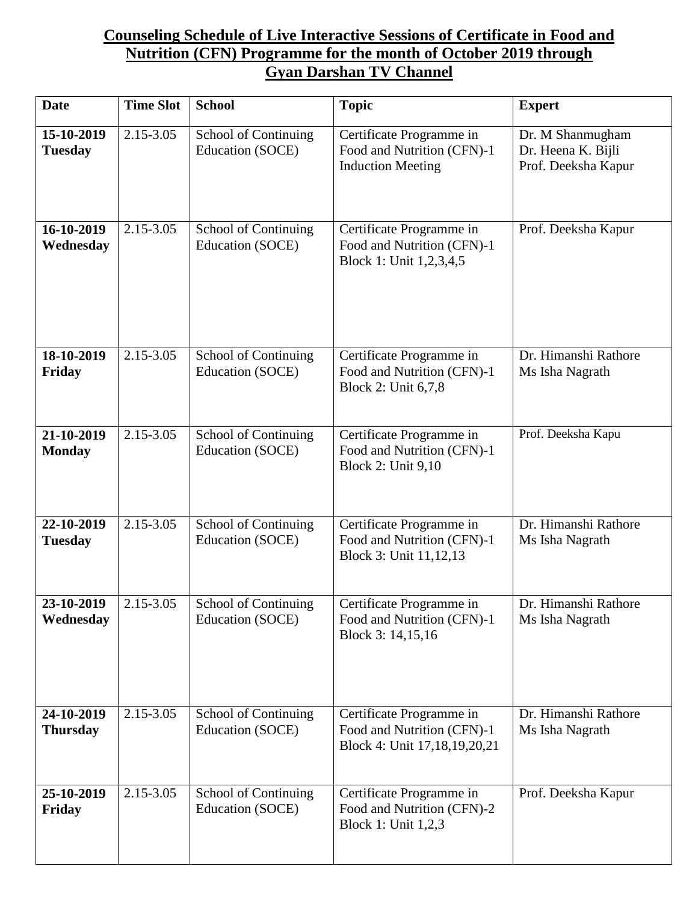# Counseling Schedule of Live Interactive Sessions of Certificate in Food and Nutrition (CFN) Programme for the month of October 2019 through Gyan Darshan TV Channel

| Date | Time Slot | School | Topic | Expert |
|---|---|---|---|---|
| **15-10-2019 Tuesday** | 2.15-3.05 | School of Continuing Education (SOCE) | Certificate Programme in Food and Nutrition (CFN)-1 Induction Meeting | Dr. M Shanmugham<br>Dr. Heena K. Bijli<br>Prof. Deeksha Kapur |
| **16-10-2019 Wednesday** | 2.15-3.05 | School of Continuing Education (SOCE) | Certificate Programme in Food and Nutrition (CFN)-1 Block 1: Unit 1,2,3,4,5 | Prof. Deeksha Kapur |
| **18-10-2019 Friday** | 2.15-3.05 | School of Continuing Education (SOCE) | Certificate Programme in Food and Nutrition (CFN)-1 Block 2: Unit 6,7,8 | Dr. Himanshi Rathore<br>Ms Isha Nagrath |
| **21-10-2019 Monday** | 2.15-3.05 | School of Continuing Education (SOCE) | Certificate Programme in Food and Nutrition (CFN)-1 Block 2: Unit 9,10 | Prof. Deeksha Kapu |
| **22-10-2019 Tuesday** | 2.15-3.05 | School of Continuing Education (SOCE) | Certificate Programme in Food and Nutrition (CFN)-1 Block 3: Unit 11,12,13 | Dr. Himanshi Rathore<br>Ms Isha Nagrath |
| **23-10-2019 Wednesday** | 2.15-3.05 | School of Continuing Education (SOCE) | Certificate Programme in Food and Nutrition (CFN)-1 Block 3: 14,15,16 | Dr. Himanshi Rathore<br>Ms Isha Nagrath |
| **24-10-2019 Thursday** | 2.15-3.05 | School of Continuing Education (SOCE) | Certificate Programme in Food and Nutrition (CFN)-1 Block 4: Unit 17,18,19,20,21 | Dr. Himanshi Rathore<br>Ms Isha Nagrath |
| **25-10-2019 Friday** | 2.15-3.05 | School of Continuing Education (SOCE) | Certificate Programme in Food and Nutrition (CFN)-2 Block 1: Unit 1,2,3 | Prof. Deeksha Kapur |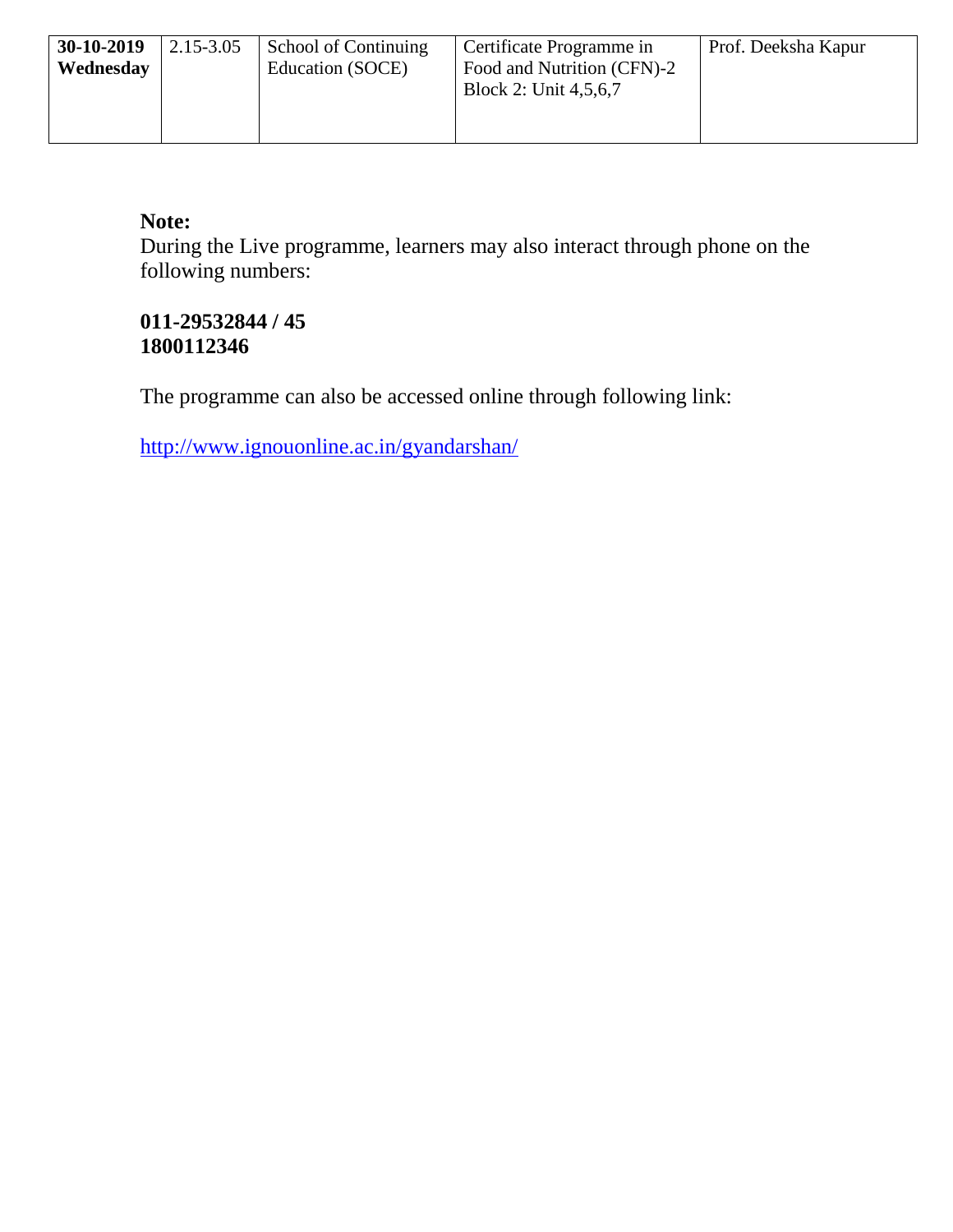| **30-10-2019 Wednesday** | 2.15-3.05 | School of Continuing Education (SOCE) | Certificate Programme in Food and Nutrition (CFN)-2 Block 2: Unit 4,5,6,7 | Prof. Deeksha Kapur |
|---|---|---|---|---|

**Note:**
During the Live programme, learners may also interact through phone on the following numbers:

**011-29532844 / 45**
**1800112346**

The programme can also be accessed online through following link:

http://www.ignouonline.ac.in/gyandarshan/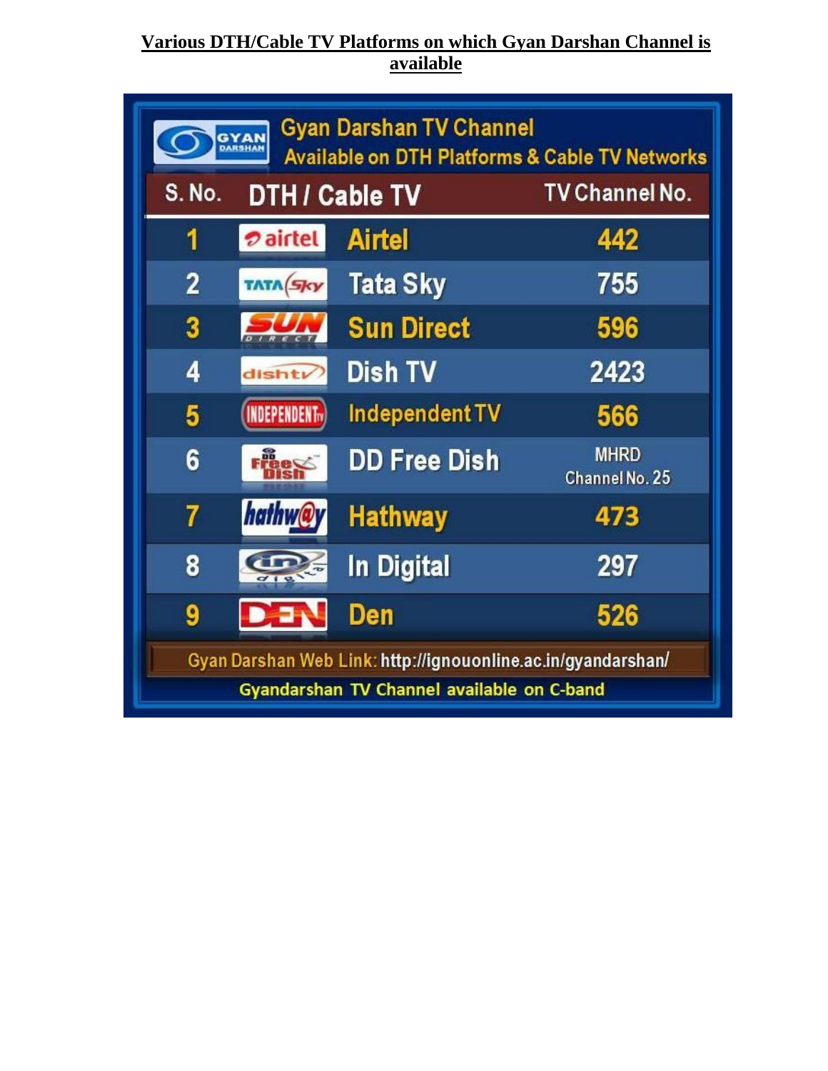**Various DTH/Cable TV Platforms on which Gyan Darshan Channel is available**

## Gyan Darshan TV Channel

### Available on DTH Platforms & Cable TV Networks

| S. No. | DTH / Cable TV | TV Channel No. |
|---|---|---|
| 1 | Airtel | 442 |
| 2 | Tata Sky | 755 |
| 3 | Sun Direct | 596 |
| 4 | Dish TV | 2423 |
| 5 | Independent TV | 566 |
| 6 | DD Free Dish | MHRD Channel No. 25 |
| 7 | Hathway | 473 |
| 8 | In Digital | 297 |
| 9 | Den | 526 |

Gyan Darshan Web Link: http://ignouonline.ac.in/gyandarshan/

Gyandarshan TV Channel available on C-band